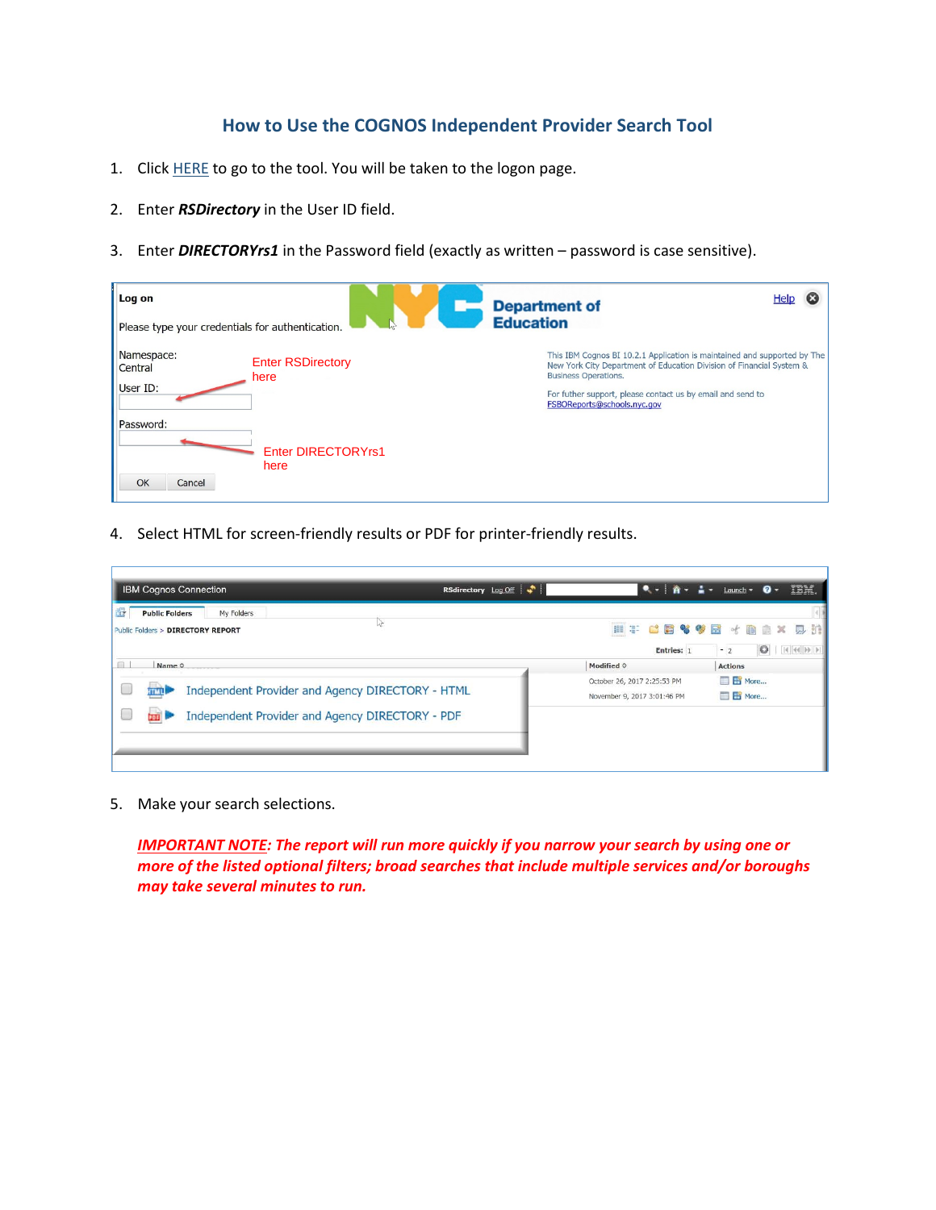## How to Use the COGNOS Independent Provider Search Tool

1. Click HERE to go to the tool. You will be taken to the logon page.

2. Enter ***RSDirectory*** in the User ID field.

3. Enter ***DIRECTORYrs1*** in the Password field (exactly as written – password is case sensitive).

4. Select HTML for screen-friendly results or PDF for printer-friendly results.

5. Make your search selections.

   ***IMPORTANT NOTE**: The report will run more quickly if you narrow your search by using one or more of the listed optional filters; broad searches that include multiple services and/or boroughs may take several minutes to run.*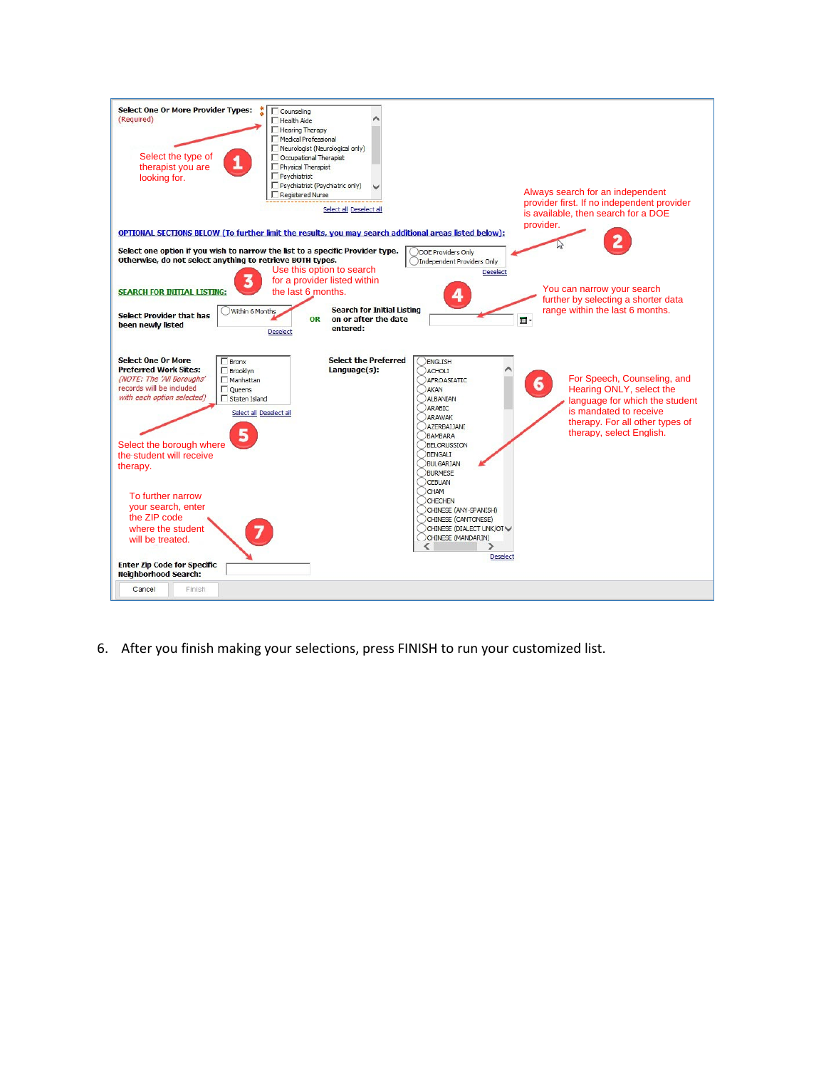**Select One Or More Provider Types:** (Required)

- Counseling
- Health Aide
- Hearing Therapy
- Medical Professional
- Neurologist (Neurological only)
- Occupational Therapist
- Physical Therapist
- Psychiatrist
- Psychiatrist (Psychiatric only)
- Registered Nurse

Select all Deselect all

1. Select the type of therapist you are looking for.

2. Always search for an independent provider first. If no independent provider is available, then search for a DOE provider.

**OPTIONAL SECTIONS BELOW (To further limit the results, you may search additional areas listed below):**

**Select one option if you wish to narrow the list to a specific Provider type. Otherwise, do not select anything to retrieve BOTH types.**

- DOE Providers Only
- Independent Providers Only

Deselect

3. Use this option to search for a provider listed within the last 6 months.

**SEARCH FOR INITIAL LISTING:**

**Select Provider that has been newly listed**

- Within 6 Months

Deselect

OR

**Search for Initial Listing on or after the date entered:**

4. You can narrow your search further by selecting a shorter data range within the last 6 months.

**Select One Or More Preferred Work Sites:**

*(NOTE: The 'All Boroughs' records will be included with each option selected)*

- Bronx
- Brooklyn
- Manhattan
- Queens
- Staten Island

Select all Deselect all

5. Select the borough where the student will receive therapy.

**Select the Preferred Language(s):**

- ENGLISH
- ACHOLI
- AFROASIATIC
- AKAN
- ALBANIAN
- ARABIC
- ARAWAK
- AZERBAIJANI
- BAMBARA
- BELORUSSION
- BENGALI
- BULGARIAN
- BURMESE
- CEBUAN
- CHAM
- CHECHEN
- CHINESE (ANY-SPANISH)
- CHINESE (CANTONESE)
- CHINESE (DIALECT UNK/OT
- CHINESE (MANDARIN)

Deselect

6. For Speech, Counseling, and Hearing ONLY, select the language for which the student is mandated to receive therapy. For all other types of therapy, select English.

7. To further narrow your search, enter the ZIP code where the student will be treated.

**Enter Zip Code for Specific Neighborhood Search:**

Cancel Finish

6. After you finish making your selections, press FINISH to run your customized list.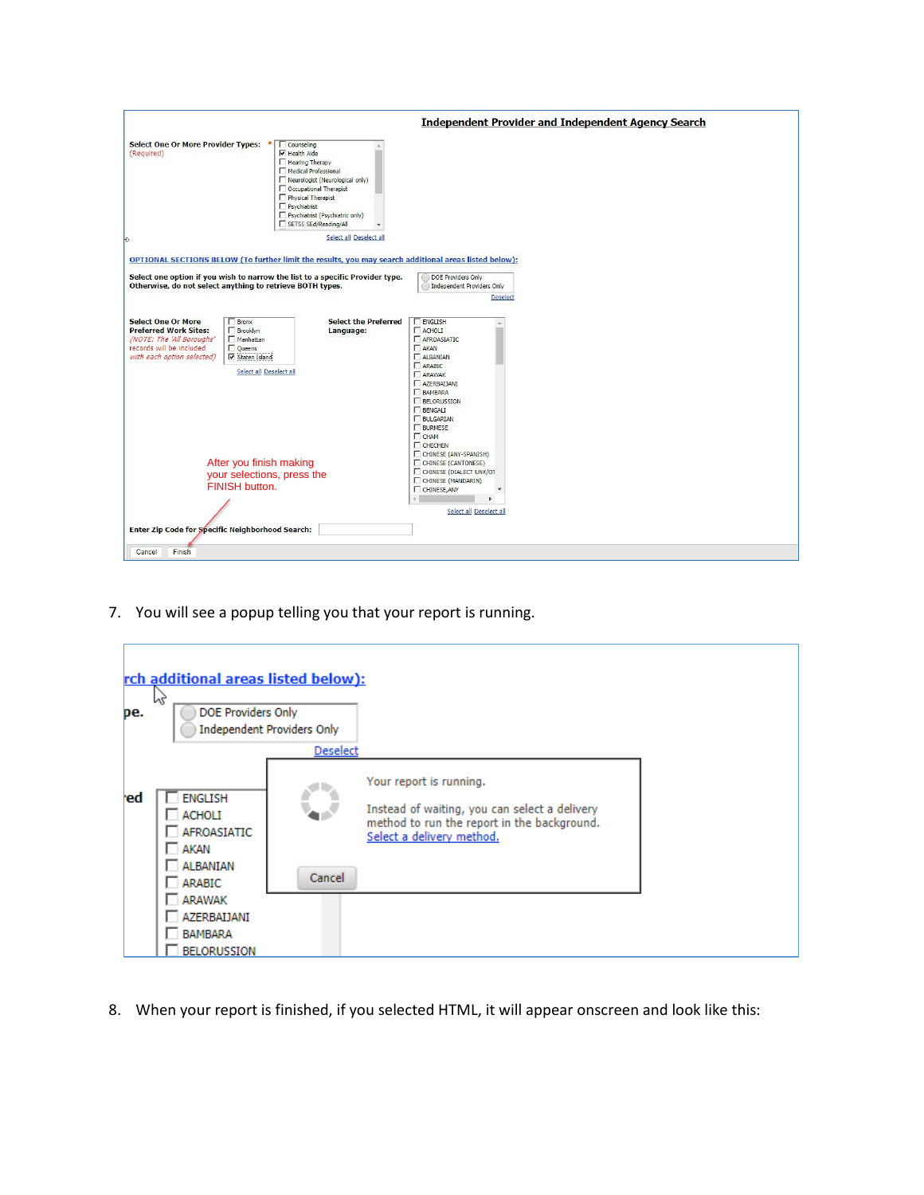**Independent Provider and Independent Agency Search**

Select One Or More Provider Types: * (Required)

- [ ] Counseling
- [x] Health Aide
- [ ] Hearing Therapy
- [ ] Medical Professional
- [ ] Neurologist (Neurological only)
- [ ] Occupational Therapist
- [ ] Physical Therapist
- [ ] Psychiatrist
- [ ] Psychiatrist (Psychiatric only)
- [ ] SETSS SEd/Reading/All

Select all Deselect all

OPTIONAL SECTIONS BELOW (To further limit the results, you may search additional areas listed below):

Select one option if you wish to narrow the list to a specific Provider type. Otherwise, do not select anything to retrieve BOTH types.

- DOE Providers Only
- Independent Providers Only

Deselect

Select One Or More Preferred Work Sites: *(NOTE: The 'All Boroughs' records will be included with each option selected)*

- [ ] Bronx
- [ ] Brooklyn
- [ ] Manhattan
- [ ] Queens
- [x] Staten Island

Select all Deselect all

Select the Preferred Language:

- [ ] ENGLISH
- [ ] ACHOLI
- [ ] AFROASIATIC
- [ ] AKAN
- [ ] ALBANIAN
- [ ] ARABIC
- [ ] ARAWAK
- [ ] AZERBAIJANI
- [ ] BAMBARA
- [ ] BELORUSSION
- [ ] BENGALI
- [ ] BULGARIAN
- [ ] BURMESE
- [ ] CHAM
- [ ] CHECHEN
- [ ] CHINESE (ANY-SPANISH)
- [ ] CHINESE (CANTONESE)
- [ ] CHINESE (DIALECT UNK/OT
- [ ] CHINESE (MANDARIN)
- [ ] CHINESE,ANY

Select all Deselect all

After you finish making your selections, press the FINISH button.

Enter Zip Code for Specific Neighborhood Search:

Cancel Finish

7. You will see a popup telling you that your report is running.

rch additional areas listed below):

pe. DOE Providers Only / Independent Providers Only

Deselect

Your report is running.

Instead of waiting, you can select a delivery method to run the report in the background. Select a delivery method.

Cancel

8. When your report is finished, if you selected HTML, it will appear onscreen and look like this: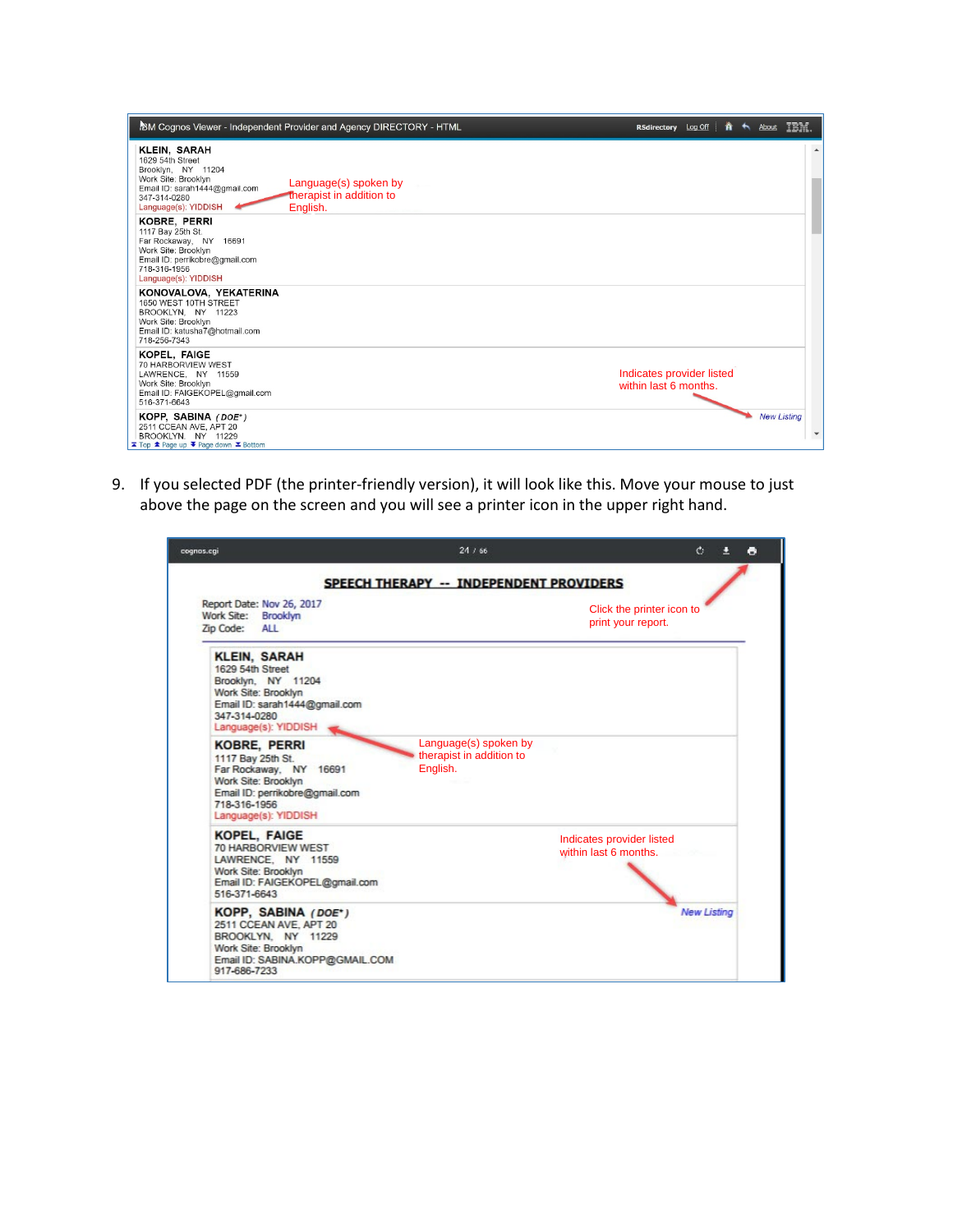IBM Cognos Viewer - Independent Provider and Agency DIRECTORY - HTML

RSdirectory Log Off About IBM.

**KLEIN, SARAH**
1629 54th Street
Brooklyn, NY 11204
Work Site: Brooklyn
Email ID: sarah1444@gmail.com
347-314-0280
Language(s): YIDDISH

Language(s) spoken by therapist in addition to English.

**KOBRE, PERRI**
1117 Bay 25th St.
Far Rockaway, NY 16691
Work Site: Brooklyn
Email ID: perrikobre@gmail.com
718-316-1956
Language(s): YIDDISH

**KONOVALOVA, YEKATERINA**
1650 WEST 10TH STREET
BROOKLYN, NY 11223
Work Site: Brooklyn
Email ID: katusha7@hotmail.com
718-256-7343

**KOPEL, FAIGE**
70 HARBORVIEW WEST
LAWRENCE, NY 11559
Work Site: Brooklyn
Email ID: FAIGEKOPEL@gmail.com
516-371-6643

Indicates provider listed within last 6 months.

**KOPP, SABINA** *(DOE\*)*
2511 OCEAN AVE, APT 20
BROOKLYN, NY 11229

*New Listing*

Top Page up Page down Bottom

9. If you selected PDF (the printer-friendly version), it will look like this. Move your mouse to just above the page on the screen and you will see a printer icon in the upper right hand.

cognos.cgi 24 / 66

**SPEECH THERAPY -- INDEPENDENT PROVIDERS**

Report Date: Nov 26, 2017
Work Site: Brooklyn
Zip Code: ALL

Click the printer icon to print your report.

**KLEIN, SARAH**
1629 54th Street
Brooklyn, NY 11204
Work Site: Brooklyn
Email ID: sarah1444@gmail.com
347-314-0280
Language(s): YIDDISH

Language(s) spoken by therapist in addition to English.

**KOBRE, PERRI**
1117 Bay 25th St.
Far Rockaway, NY 16691
Work Site: Brooklyn
Email ID: perrikobre@gmail.com
718-316-1956
Language(s): YIDDISH

**KOPEL, FAIGE**
70 HARBORVIEW WEST
LAWRENCE, NY 11559
Work Site: Brooklyn
Email ID: FAIGEKOPEL@gmail.com
516-371-6643

Indicates provider listed within last 6 months.

**KOPP, SABINA** *(DOE\*)*
2511 OCEAN AVE, APT 20
BROOKLYN, NY 11229
Work Site: Brooklyn
Email ID: SABINA.KOPP@GMAIL.COM
917-686-7233

*New Listing*